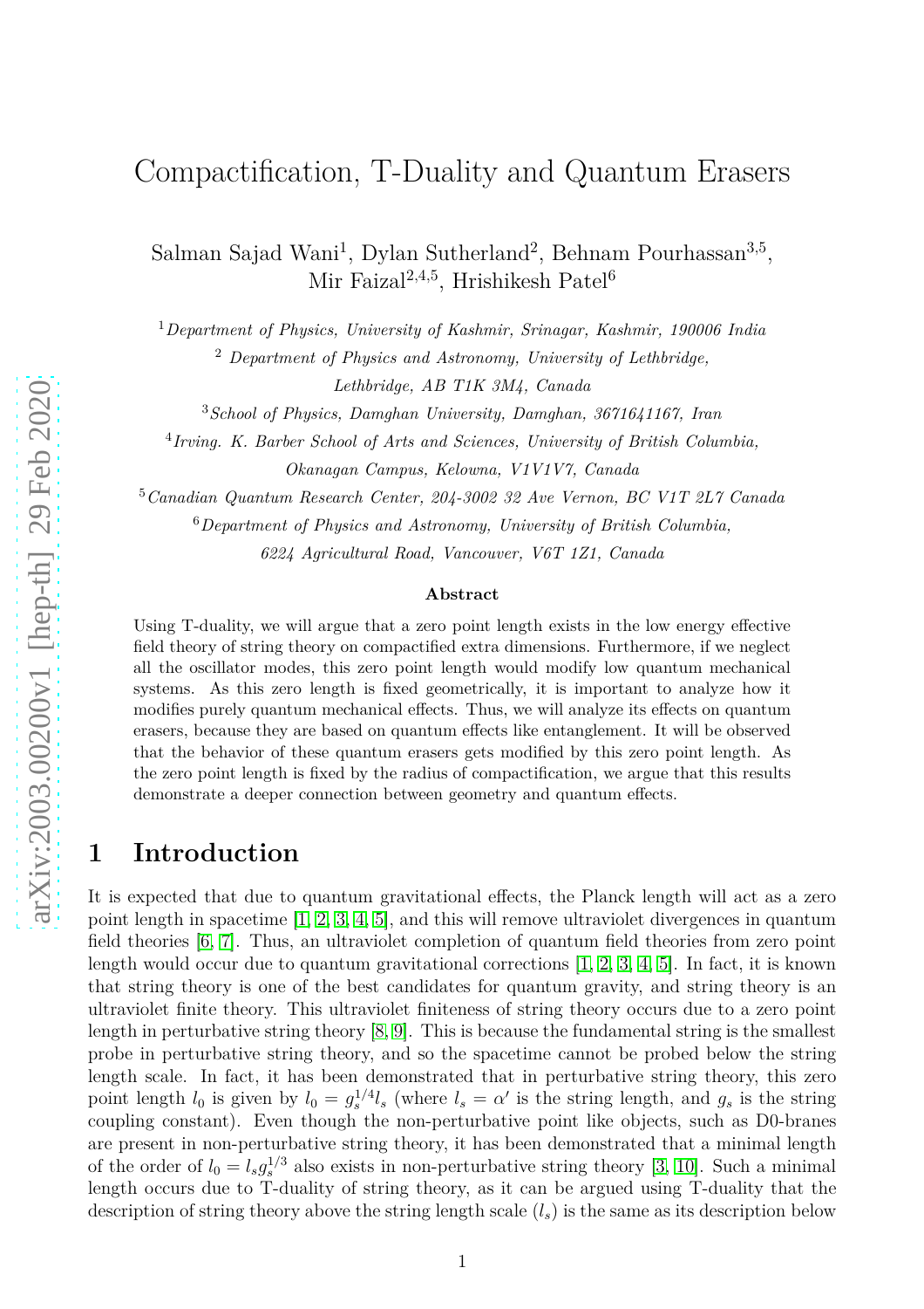# Compactification, T-Duality and Quantum Erasers

Salman Sajad Wani[1], Dylan Sutherland[2], Behnam Pourhassan[3,5], Mir Faizal[2,4,5], Hrishikesh Patel[6]

[1] *Department of Physics, University of Kashmir, Srinagar, Kashmir, 190006 India*

[2] *Department of Physics and Astronomy, University of Lethbridge, Lethbridge, AB T1K 3M4, Canada*

[3] *School of Physics, Damghan University, Damghan, 3671641167, Iran*

[4] *Irving. K. Barber School of Arts and Sciences, University of British Columbia, Okanagan Campus, Kelowna, V1V1V7, Canada*

[5] *Canadian Quantum Research Center, 204-3002 32 Ave Vernon, BC V1T 2L7 Canada*

[6] *Department of Physics and Astronomy, University of British Columbia, 6224 Agricultural Road, Vancouver, V6T 1Z1, Canada*

**Abstract**

Using T-duality, we will argue that a zero point length exists in the low energy effective field theory of string theory on compactified extra dimensions. Furthermore, if we neglect all the oscillator modes, this zero point length would modify low quantum mechanical systems. As this zero length is fixed geometrically, it is important to analyze how it modifies purely quantum mechanical effects. Thus, we will analyze its effects on quantum erasers, because they are based on quantum effects like entanglement. It will be observed that the behavior of these quantum erasers gets modified by this zero point length. As the zero point length is fixed by the radius of compactification, we argue that this results demonstrate a deeper connection between geometry and quantum effects.

## 1 Introduction

It is expected that due to quantum gravitational effects, the Planck length will act as a zero point length in spacetime [1, 2, 3, 4, 5], and this will remove ultraviolet divergences in quantum field theories [6, 7]. Thus, an ultraviolet completion of quantum field theories from zero point length would occur due to quantum gravitational corrections [1, 2, 3, 4, 5]. In fact, it is known that string theory is one of the best candidates for quantum gravity, and string theory is an ultraviolet finite theory. This ultraviolet finiteness of string theory occurs due to a zero point length in perturbative string theory [8, 9]. This is because the fundamental string is the smallest probe in perturbative string theory, and so the spacetime cannot be probed below the string length scale. In fact, it has been demonstrated that in perturbative string theory, this zero point length $l_0$ is given by $l_0 = g_s^{1/4} l_s$ (where $l_s = \alpha'$ is the string length, and $g_s$ is the string coupling constant). Even though the non-perturbative point like objects, such as D0-branes are present in non-perturbative string theory, it has been demonstrated that a minimal length of the order of $l_0 = l_s g_s^{1/3}$ also exists in non-perturbative string theory [3, 10]. Such a minimal length occurs due to T-duality of string theory, as it can be argued using T-duality that the description of string theory above the string length scale ($l_s$) is the same as its description below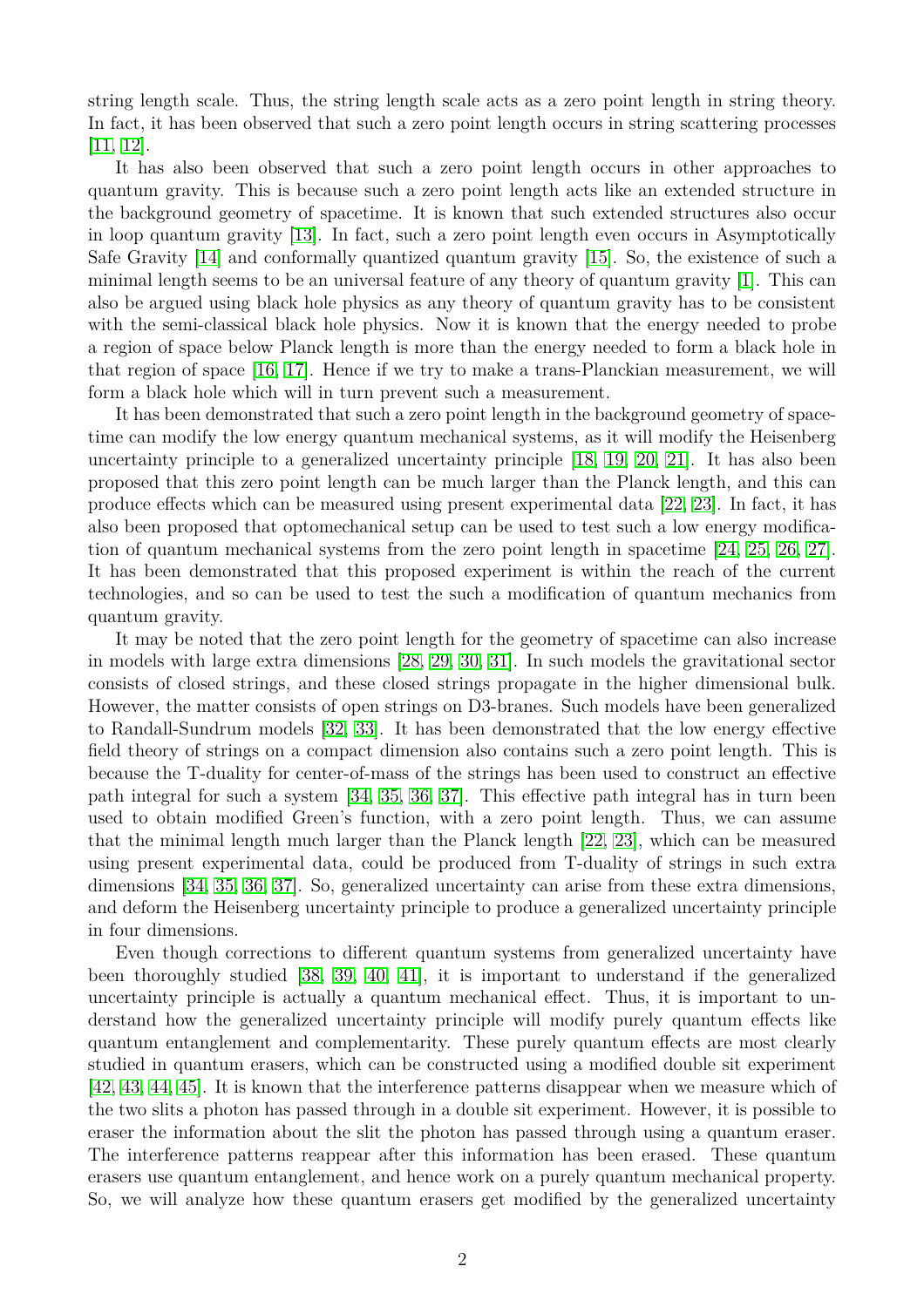string length scale. Thus, the string length scale acts as a zero point length in string theory. In fact, it has been observed that such a zero point length occurs in string scattering processes [11, 12].

It has also been observed that such a zero point length occurs in other approaches to quantum gravity. This is because such a zero point length acts like an extended structure in the background geometry of spacetime. It is known that such extended structures also occur in loop quantum gravity [13]. In fact, such a zero point length even occurs in Asymptotically Safe Gravity [14] and conformally quantized quantum gravity [15]. So, the existence of such a minimal length seems to be an universal feature of any theory of quantum gravity [1]. This can also be argued using black hole physics as any theory of quantum gravity has to be consistent with the semi-classical black hole physics. Now it is known that the energy needed to probe a region of space below Planck length is more than the energy needed to form a black hole in that region of space [16, 17]. Hence if we try to make a trans-Planckian measurement, we will form a black hole which will in turn prevent such a measurement.

It has been demonstrated that such a zero point length in the background geometry of spacetime can modify the low energy quantum mechanical systems, as it will modify the Heisenberg uncertainty principle to a generalized uncertainty principle [18, 19, 20, 21]. It has also been proposed that this zero point length can be much larger than the Planck length, and this can produce effects which can be measured using present experimental data [22, 23]. In fact, it has also been proposed that optomechanical setup can be used to test such a low energy modification of quantum mechanical systems from the zero point length in spacetime [24, 25, 26, 27]. It has been demonstrated that this proposed experiment is within the reach of the current technologies, and so can be used to test the such a modification of quantum mechanics from quantum gravity.

It may be noted that the zero point length for the geometry of spacetime can also increase in models with large extra dimensions [28, 29, 30, 31]. In such models the gravitational sector consists of closed strings, and these closed strings propagate in the higher dimensional bulk. However, the matter consists of open strings on D3-branes. Such models have been generalized to Randall-Sundrum models [32, 33]. It has been demonstrated that the low energy effective field theory of strings on a compact dimension also contains such a zero point length. This is because the T-duality for center-of-mass of the strings has been used to construct an effective path integral for such a system [34, 35, 36, 37]. This effective path integral has in turn been used to obtain modified Green's function, with a zero point length. Thus, we can assume that the minimal length much larger than the Planck length [22, 23], which can be measured using present experimental data, could be produced from T-duality of strings in such extra dimensions [34, 35, 36, 37]. So, generalized uncertainty can arise from these extra dimensions, and deform the Heisenberg uncertainty principle to produce a generalized uncertainty principle in four dimensions.

Even though corrections to different quantum systems from generalized uncertainty have been thoroughly studied [38, 39, 40, 41], it is important to understand if the generalized uncertainty principle is actually a quantum mechanical effect. Thus, it is important to understand how the generalized uncertainty principle will modify purely quantum effects like quantum entanglement and complementarity. These purely quantum effects are most clearly studied in quantum erasers, which can be constructed using a modified double sit experiment [42, 43, 44, 45]. It is known that the interference patterns disappear when we measure which of the two slits a photon has passed through in a double sit experiment. However, it is possible to eraser the information about the slit the photon has passed through using a quantum eraser. The interference patterns reappear after this information has been erased. These quantum erasers use quantum entanglement, and hence work on a purely quantum mechanical property. So, we will analyze how these quantum erasers get modified by the generalized uncertainty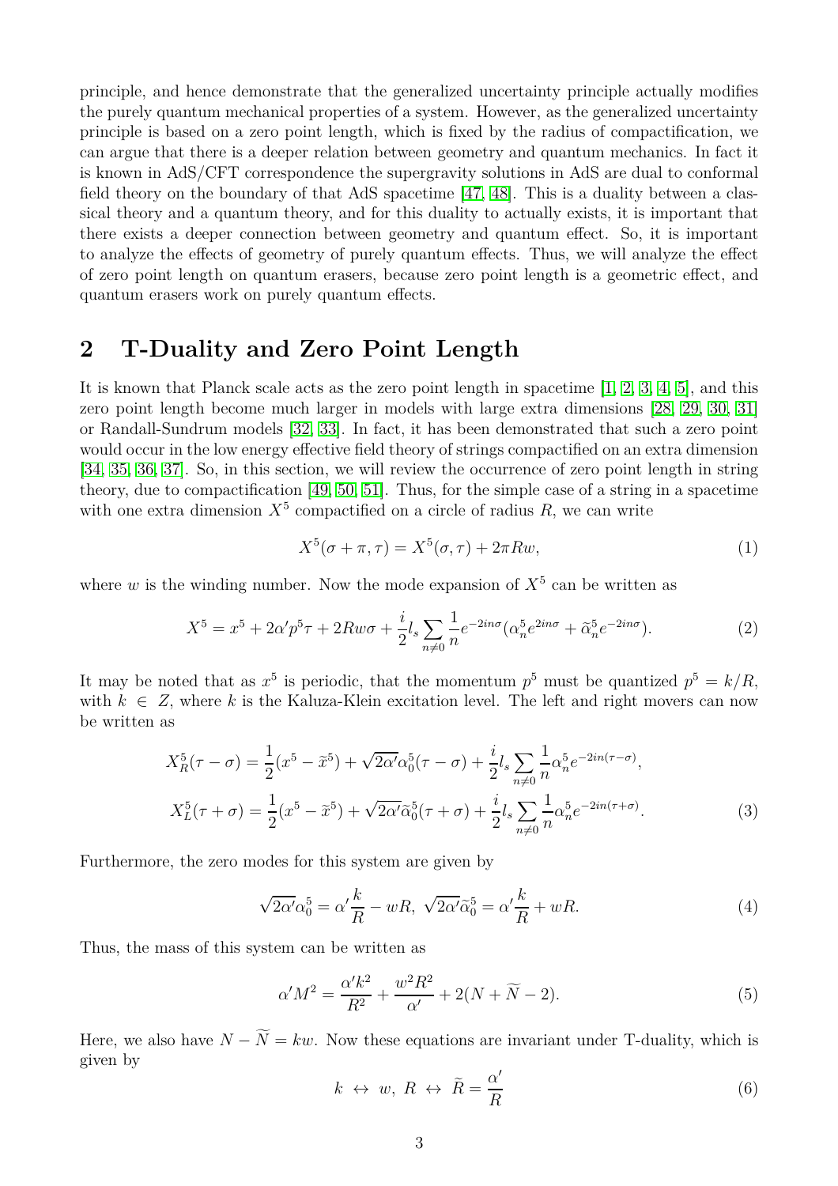principle, and hence demonstrate that the generalized uncertainty principle actually modifies the purely quantum mechanical properties of a system. However, as the generalized uncertainty principle is based on a zero point length, which is fixed by the radius of compactification, we can argue that there is a deeper relation between geometry and quantum mechanics. In fact it is known in AdS/CFT correspondence the supergravity solutions in AdS are dual to conformal field theory on the boundary of that AdS spacetime [47, 48]. This is a duality between a classical theory and a quantum theory, and for this duality to actually exists, it is important that there exists a deeper connection between geometry and quantum effect. So, it is important to analyze the effects of geometry of purely quantum effects. Thus, we will analyze the effect of zero point length on quantum erasers, because zero point length is a geometric effect, and quantum erasers work on purely quantum effects.

## 2 T-Duality and Zero Point Length

It is known that Planck scale acts as the zero point length in spacetime [1, 2, 3, 4, 5], and this zero point length become much larger in models with large extra dimensions [28, 29, 30, 31] or Randall-Sundrum models [32, 33]. In fact, it has been demonstrated that such a zero point would occur in the low energy effective field theory of strings compactified on an extra dimension [34, 35, 36, 37]. So, in this section, we will review the occurrence of zero point length in string theory, due to compactification [49, 50, 51]. Thus, for the simple case of a string in a spacetime with one extra dimension $X^5$ compactified on a circle of radius $R$, we can write

$$X^5(\sigma + \pi, \tau) = X^5(\sigma, \tau) + 2\pi R w, \tag{1}$$

where $w$ is the winding number. Now the mode expansion of $X^5$ can be written as

$$X^5 = x^5 + 2\alpha' p^5 \tau + 2Rw\sigma + \frac{i}{2} l_s \sum_{n\neq 0} \frac{1}{n} e^{-2in\sigma}(\alpha_n^5 e^{2in\sigma} + \widetilde{\alpha}_n^5 e^{-2in\sigma}). \tag{2}$$

It may be noted that as $x^5$ is periodic, that the momentum $p^5$ must be quantized $p^5 = k/R$, with $k \in Z$, where $k$ is the Kaluza-Klein excitation level. The left and right movers can now be written as

$$\begin{aligned}
X_R^5(\tau - \sigma) &= \frac{1}{2}(x^5 - \widetilde{x}^5) + \sqrt{2\alpha'}\alpha_0^5(\tau - \sigma) + \frac{i}{2} l_s \sum_{n\neq 0} \frac{1}{n} \alpha_n^5 e^{-2in(\tau-\sigma)}, \\
X_L^5(\tau + \sigma) &= \frac{1}{2}(x^5 - \widetilde{x}^5) + \sqrt{2\alpha'}\widetilde{\alpha}_0^5(\tau + \sigma) + \frac{i}{2} l_s \sum_{n\neq 0} \frac{1}{n} \alpha_n^5 e^{-2in(\tau+\sigma)}.
\end{aligned} \tag{3}$$

Furthermore, the zero modes for this system are given by

$$\sqrt{2\alpha'}\alpha_0^5 = \alpha' \frac{k}{R} - wR, \ \sqrt{2\alpha'}\widetilde{\alpha}_0^5 = \alpha' \frac{k}{R} + wR. \tag{4}$$

Thus, the mass of this system can be written as

$$\alpha' M^2 = \frac{\alpha' k^2}{R^2} + \frac{w^2 R^2}{\alpha'} + 2(N + \widetilde{N} - 2). \tag{5}$$

Here, we also have $N - \widetilde{N} = kw$. Now these equations are invariant under T-duality, which is given by

$$k \ \leftrightarrow \ w, \ R \ \leftrightarrow \ \widetilde{R} = \frac{\alpha'}{R} \tag{6}$$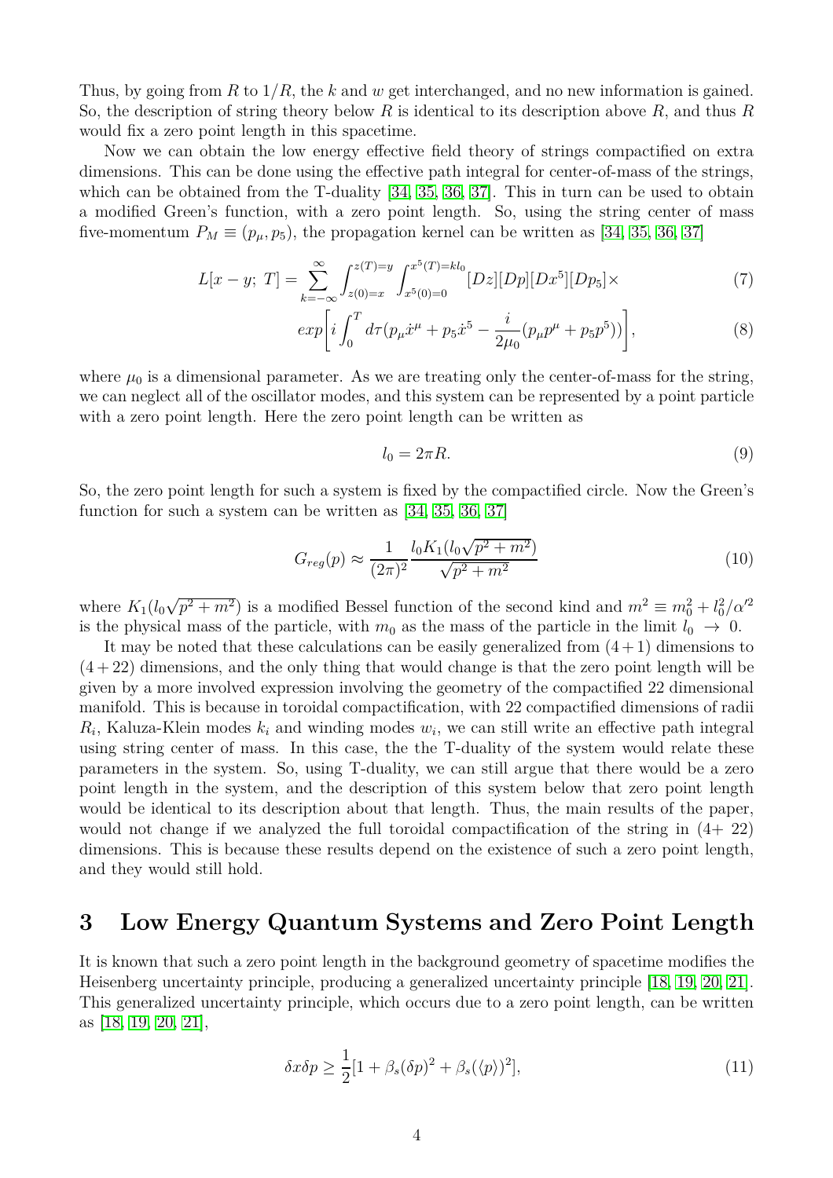Thus, by going from $R$ to $1/R$, the $k$ and $w$ get interchanged, and no new information is gained. So, the description of string theory below $R$ is identical to its description above $R$, and thus $R$ would fix a zero point length in this spacetime.

Now we can obtain the low energy effective field theory of strings compactified on extra dimensions. This can be done using the effective path integral for center-of-mass of the strings, which can be obtained from the T-duality [34, 35, 36, 37]. This in turn can be used to obtain a modified Green's function, with a zero point length. So, using the string center of mass five-momentum $P_M \equiv (p_\mu, p_5)$, the propagation kernel can be written as [34, 35, 36, 37]

$$L[x-y;\ T] = \sum_{k=-\infty}^{\infty} \int_{z(0)=x}^{z(T)=y} \int_{x^5(0)=0}^{x^5(T)=kl_0} [Dz][Dp][Dx^5][Dp_5] \times \tag{7}$$

$$exp\left[ i \int_0^T d\tau (p_\mu \dot{x}^\mu + p_5 \dot{x}^5 - \frac{i}{2\mu_0}(p_\mu p^\mu + p_5 p^5)) \right], \tag{8}$$

where $\mu_0$ is a dimensional parameter. As we are treating only the center-of-mass for the string, we can neglect all of the oscillator modes, and this system can be represented by a point particle with a zero point length. Here the zero point length can be written as

$$l_0 = 2\pi R. \tag{9}$$

So, the zero point length for such a system is fixed by the compactified circle. Now the Green's function for such a system can be written as [34, 35, 36, 37]

$$G_{reg}(p) \approx \frac{1}{(2\pi)^2} \frac{l_0 K_1(l_0\sqrt{p^2+m^2})}{\sqrt{p^2+m^2}} \tag{10}$$

where $K_1(l_0\sqrt{p^2+m^2})$ is a modified Bessel function of the second kind and $m^2 \equiv m_0^2 + l_0^2/\alpha'^2$ is the physical mass of the particle, with $m_0$ as the mass of the particle in the limit $l_0 \rightarrow 0$.

It may be noted that these calculations can be easily generalized from $(4+1)$ dimensions to $(4+22)$ dimensions, and the only thing that would change is that the zero point length will be given by a more involved expression involving the geometry of the compactified 22 dimensional manifold. This is because in toroidal compactification, with 22 compactified dimensions of radii $R_i$, Kaluza-Klein modes $k_i$ and winding modes $w_i$, we can still write an effective path integral using string center of mass. In this case, the the T-duality of the system would relate these parameters in the system. So, using T-duality, we can still argue that there would be a zero point length in the system, and the description of this system below that zero point length would be identical to its description about that length. Thus, the main results of the paper, would not change if we analyzed the full toroidal compactification of the string in (4+ 22) dimensions. This is because these results depend on the existence of such a zero point length, and they would still hold.

## 3 Low Energy Quantum Systems and Zero Point Length

It is known that such a zero point length in the background geometry of spacetime modifies the Heisenberg uncertainty principle, producing a generalized uncertainty principle [18, 19, 20, 21]. This generalized uncertainty principle, which occurs due to a zero point length, can be written as [18, 19, 20, 21],

$$\delta x \delta p \geq \frac{1}{2}[1 + \beta_s(\delta p)^2 + \beta_s(\langle p \rangle)^2], \tag{11}$$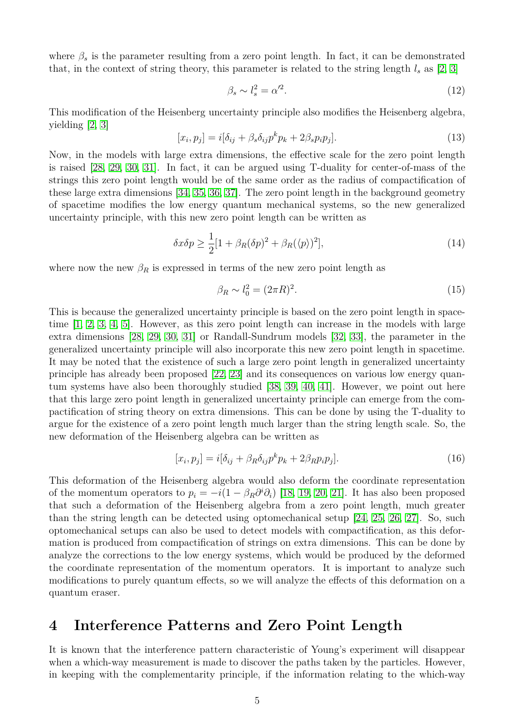where $\beta_s$ is the parameter resulting from a zero point length. In fact, it can be demonstrated that, in the context of string theory, this parameter is related to the string length $l_s$ as [2, 3]

$$\beta_s \sim l_s^2 = \alpha'^2. \tag{12}$$

This modification of the Heisenberg uncertainty principle also modifies the Heisenberg algebra, yielding [2, 3]

$$[x_i, p_j] = i[\delta_{ij} + \beta_s \delta_{ij} p^k p_k + 2\beta_s p_i p_j]. \tag{13}$$

Now, in the models with large extra dimensions, the effective scale for the zero point length is raised [28, 29, 30, 31]. In fact, it can be argued using T-duality for center-of-mass of the strings this zero point length would be of the same order as the radius of compactification of these large extra dimensions [34, 35, 36, 37]. The zero point length in the background geometry of spacetime modifies the low energy quantum mechanical systems, so the new generalized uncertainty principle, with this new zero point length can be written as

$$\delta x \delta p \geq \frac{1}{2}[1 + \beta_R(\delta p)^2 + \beta_R(\langle p \rangle)^2], \tag{14}$$

where now the new $\beta_R$ is expressed in terms of the new zero point length as

$$\beta_R \sim l_0^2 = (2\pi R)^2. \tag{15}$$

This is because the generalized uncertainty principle is based on the zero point length in spacetime [1, 2, 3, 4, 5]. However, as this zero point length can increase in the models with large extra dimensions [28, 29, 30, 31] or Randall-Sundrum models [32, 33], the parameter in the generalized uncertainty principle will also incorporate this new zero point length in spacetime. It may be noted that the existence of such a large zero point length in generalized uncertainty principle has already been proposed [22, 23] and its consequences on various low energy quantum systems have also been thoroughly studied [38, 39, 40, 41]. However, we point out here that this large zero point length in generalized uncertainty principle can emerge from the compactification of string theory on extra dimensions. This can be done by using the T-duality to argue for the existence of a zero point length much larger than the string length scale. So, the new deformation of the Heisenberg algebra can be written as

$$[x_i, p_j] = i[\delta_{ij} + \beta_R \delta_{ij} p^k p_k + 2\beta_R p_i p_j]. \tag{16}$$

This deformation of the Heisenberg algebra would also deform the coordinate representation of the momentum operators to $p_i = -i(1 - \beta_R \partial^i \partial_i)$ [18, 19, 20, 21]. It has also been proposed that such a deformation of the Heisenberg algebra from a zero point length, much greater than the string length can be detected using optomechanical setup [24, 25, 26, 27]. So, such optomechanical setups can also be used to detect models with compactification, as this deformation is produced from compactification of strings on extra dimensions. This can be done by analyze the corrections to the low energy systems, which would be produced by the deformed the coordinate representation of the momentum operators. It is important to analyze such modifications to purely quantum effects, so we will analyze the effects of this deformation on a quantum eraser.

# 4 Interference Patterns and Zero Point Length

It is known that the interference pattern characteristic of Young's experiment will disappear when a which-way measurement is made to discover the paths taken by the particles. However, in keeping with the complementarity principle, if the information relating to the which-way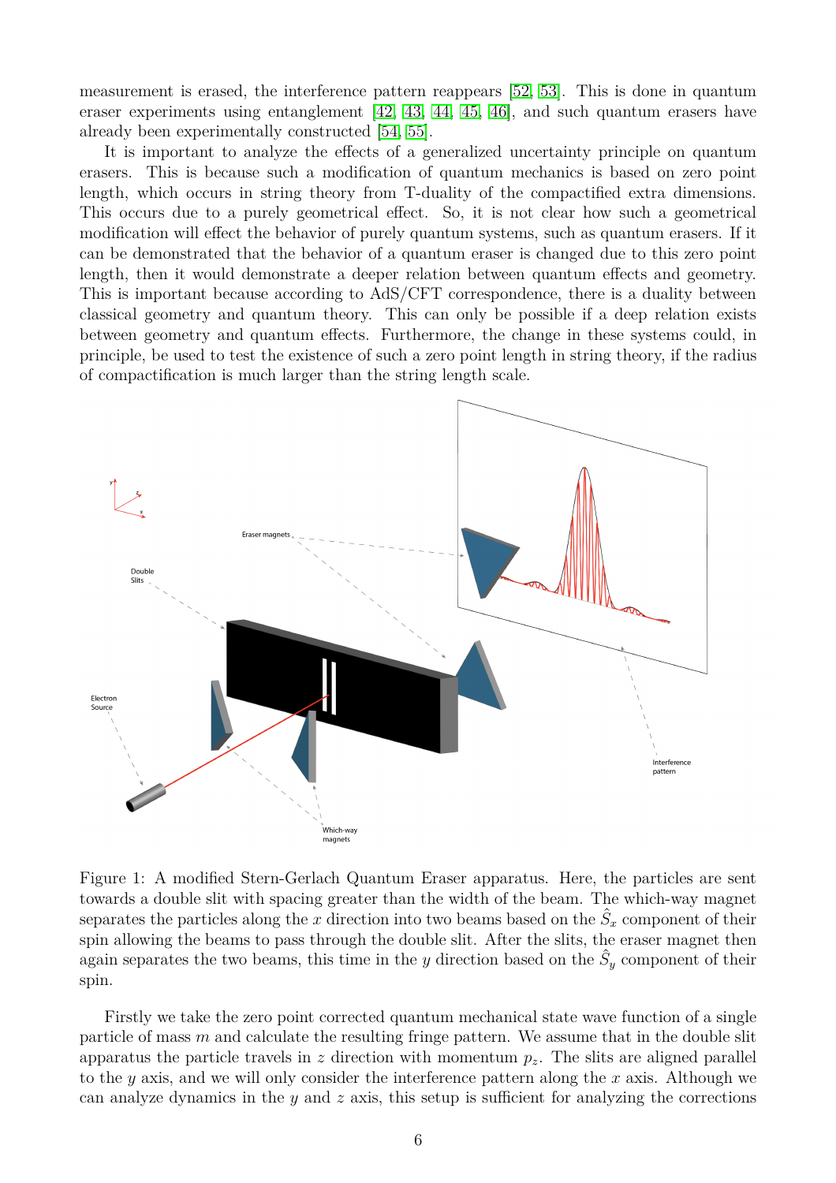measurement is erased, the interference pattern reappears [52, 53]. This is done in quantum eraser experiments using entanglement [42, 43, 44, 45, 46], and such quantum erasers have already been experimentally constructed [54, 55].

It is important to analyze the effects of a generalized uncertainty principle on quantum erasers. This is because such a modification of quantum mechanics is based on zero point length, which occurs in string theory from T-duality of the compactified extra dimensions. This occurs due to a purely geometrical effect. So, it is not clear how such a geometrical modification will effect the behavior of purely quantum systems, such as quantum erasers. If it can be demonstrated that the behavior of a quantum eraser is changed due to this zero point length, then it would demonstrate a deeper relation between quantum effects and geometry. This is important because according to AdS/CFT correspondence, there is a duality between classical geometry and quantum theory. This can only be possible if a deep relation exists between geometry and quantum effects. Furthermore, the change in these systems could, in principle, be used to test the existence of such a zero point length in string theory, if the radius of compactification is much larger than the string length scale.

Figure 1: A modified Stern-Gerlach Quantum Eraser apparatus. Here, the particles are sent towards a double slit with spacing greater than the width of the beam. The which-way magnet separates the particles along the $x$ direction into two beams based on the $\hat{S}_x$ component of their spin allowing the beams to pass through the double slit. After the slits, the eraser magnet then again separates the two beams, this time in the $y$ direction based on the $\hat{S}_y$ component of their spin.

Firstly we take the zero point corrected quantum mechanical state wave function of a single particle of mass $m$ and calculate the resulting fringe pattern. We assume that in the double slit apparatus the particle travels in $z$ direction with momentum $p_z$. The slits are aligned parallel to the $y$ axis, and we will only consider the interference pattern along the $x$ axis. Although we can analyze dynamics in the $y$ and $z$ axis, this setup is sufficient for analyzing the corrections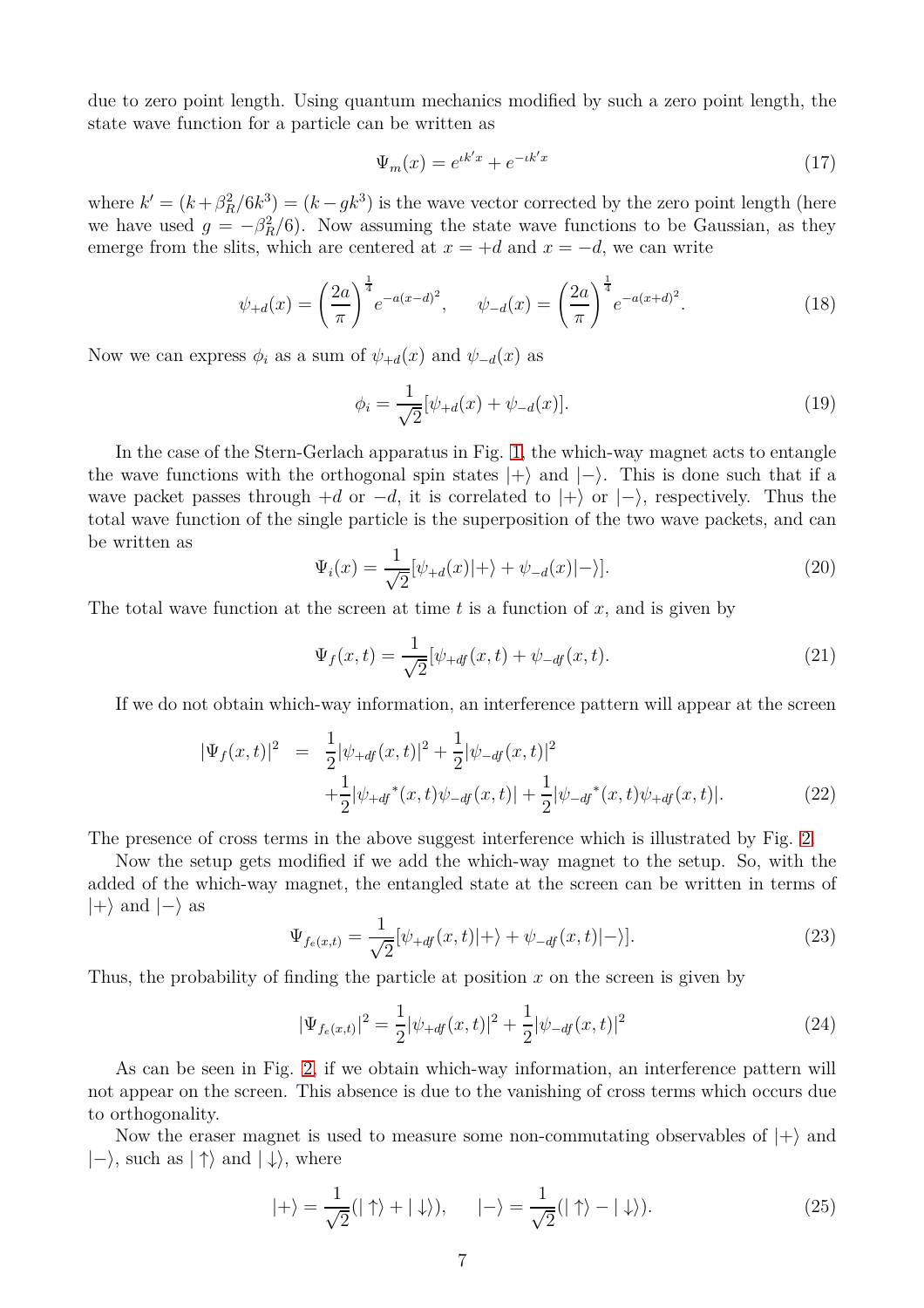due to zero point length. Using quantum mechanics modified by such a zero point length, the state wave function for a particle can be written as

$$\Psi_m(x) = e^{\iota k' x} + e^{-\iota k' x} \tag{17}$$

where $k' = (k + \beta_R^2/6k^3) = (k - gk^3)$ is the wave vector corrected by the zero point length (here we have used $g = -\beta_R^2/6$). Now assuming the state wave functions to be Gaussian, as they emerge from the slits, which are centered at $x = +d$ and $x = -d$, we can write

$$\psi_{+d}(x) = \left(\frac{2a}{\pi}\right)^{\frac{1}{4}} e^{-a(x-d)^2}, \qquad \psi_{-d}(x) = \left(\frac{2a}{\pi}\right)^{\frac{1}{4}} e^{-a(x+d)^2}. \tag{18}$$

Now we can express $\phi_i$ as a sum of $\psi_{+d}(x)$ and $\psi_{-d}(x)$ as

$$\phi_i = \frac{1}{\sqrt{2}}[\psi_{+d}(x) + \psi_{-d}(x)]. \tag{19}$$

In the case of the Stern-Gerlach apparatus in Fig. 1, the which-way magnet acts to entangle the wave functions with the orthogonal spin states $|+\rangle$ and $|-\rangle$. This is done such that if a wave packet passes through $+d$ or $-d$, it is correlated to $|+\rangle$ or $|-\rangle$, respectively. Thus the total wave function of the single particle is the superposition of the two wave packets, and can be written as

$$\Psi_i(x) = \frac{1}{\sqrt{2}}[\psi_{+d}(x)|+\rangle + \psi_{-d}(x)|-\rangle]. \tag{20}$$

The total wave function at the screen at time $t$ is a function of $x$, and is given by

$$\Psi_f(x,t) = \frac{1}{\sqrt{2}}[\psi_{+df}(x,t) + \psi_{-df}(x,t). \tag{21}$$

If we do not obtain which-way information, an interference pattern will appear at the screen

$$\begin{aligned} |\Psi_f(x,t)|^2 &= \frac{1}{2}|\psi_{+df}(x,t)|^2 + \frac{1}{2}|\psi_{-df}(x,t)|^2 \\ &\quad + \frac{1}{2}|\psi_{+df}{}^*(x,t)\psi_{-df}(x,t)| + \frac{1}{2}|\psi_{-df}{}^*(x,t)\psi_{+df}(x,t)|. \end{aligned} \tag{22}$$

The presence of cross terms in the above suggest interference which is illustrated by Fig. 2.

Now the setup gets modified if we add the which-way magnet to the setup. So, with the added of the which-way magnet, the entangled state at the screen can be written in terms of $|+\rangle$ and $|-\rangle$ as

$$\Psi_{f_{e(x,t)}} = \frac{1}{\sqrt{2}}[\psi_{+df}(x,t)|+\rangle + \psi_{-df}(x,t)|-\rangle]. \tag{23}$$

Thus, the probability of finding the particle at position $x$ on the screen is given by

$$|\Psi_{f_{e(x,t)}}|^2 = \frac{1}{2}|\psi_{+df}(x,t)|^2 + \frac{1}{2}|\psi_{-df}(x,t)|^2 \tag{24}$$

As can be seen in Fig. 2, if we obtain which-way information, an interference pattern will not appear on the screen. This absence is due to the vanishing of cross terms which occurs due to orthogonality.

Now the eraser magnet is used to measure some non-commutating observables of $|+\rangle$ and $|-\rangle$, such as $|\uparrow\rangle$ and $|\downarrow\rangle$, where

$$|+\rangle = \frac{1}{\sqrt{2}}(|\uparrow\rangle + |\downarrow\rangle), \qquad |-\rangle = \frac{1}{\sqrt{2}}(|\uparrow\rangle - |\downarrow\rangle). \tag{25}$$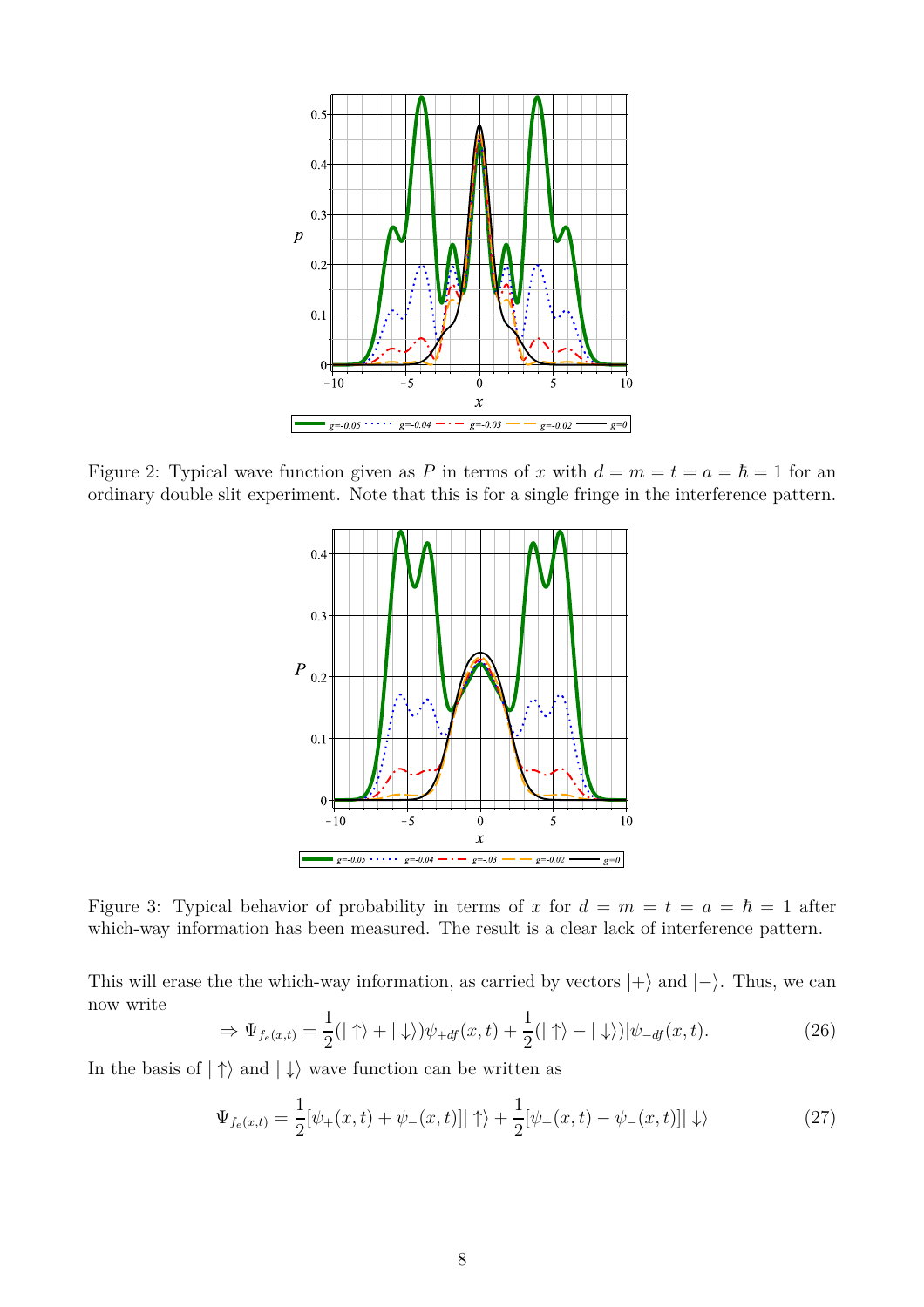Figure 2: Typical wave function given as $P$ in terms of $x$ with $d = m = t = a = \hbar = 1$ for an ordinary double slit experiment. Note that this is for a single fringe in the interference pattern.

Figure 3: Typical behavior of probability in terms of $x$ for $d = m = t = a = \hbar = 1$ after which-way information has been measured. The result is a clear lack of interference pattern.

This will erase the the which-way information, as carried by vectors $|+\rangle$ and $|-\rangle$. Thus, we can now write

$$\Rightarrow \Psi_{f_e(x,t)} = \frac{1}{2}(|\uparrow\rangle + |\downarrow\rangle)\psi_{+df}(x,t) + \frac{1}{2}(|\uparrow\rangle - |\downarrow\rangle)|\psi_{-df}(x,t). \tag{26}$$

In the basis of $|\uparrow\rangle$ and $|\downarrow\rangle$ wave function can be written as

$$\Psi_{f_e(x,t)} = \frac{1}{2}[\psi_+(x,t) + \psi_-(x,t)]|\uparrow\rangle + \frac{1}{2}[\psi_+(x,t) - \psi_-(x,t)]|\downarrow\rangle \tag{27}$$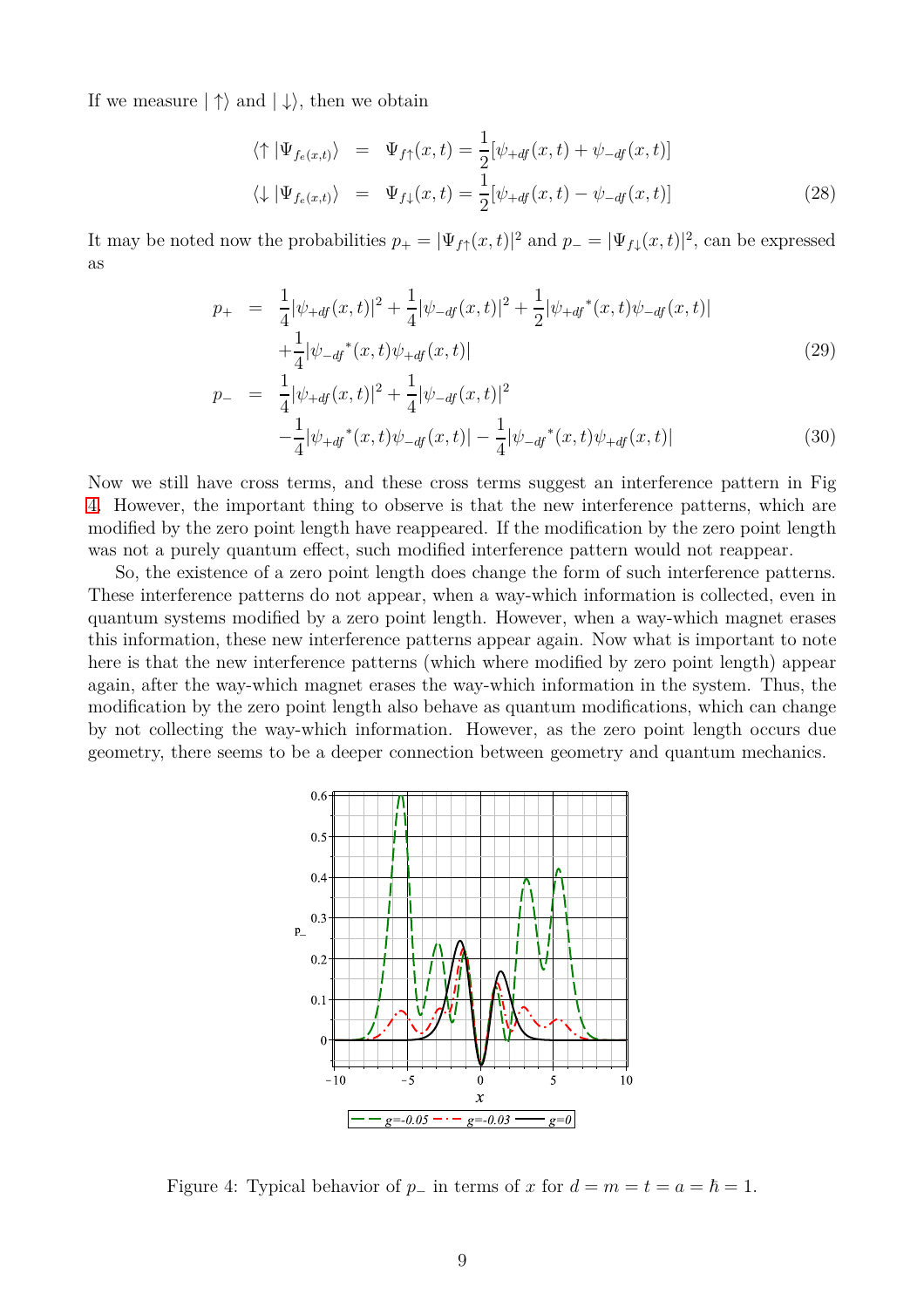If we measure $|\uparrow\rangle$ and $|\downarrow\rangle$, then we obtain

$$
\begin{aligned}
\langle \uparrow |\Psi_{f_e(x,t)}\rangle &= \Psi_{f\uparrow}(x,t) = \frac{1}{2}[\psi_{+df}(x,t) + \psi_{-df}(x,t)] \\
\langle \downarrow |\Psi_{f_e(x,t)}\rangle &= \Psi_{f\downarrow}(x,t) = \frac{1}{2}[\psi_{+df}(x,t) - \psi_{-df}(x,t)]
\end{aligned}
\tag{28}
$$

It may be noted now the probabilities $p_+ = |\Psi_{f\uparrow}(x,t)|^2$ and $p_- = |\Psi_{f\downarrow}(x,t)|^2$, can be expressed as

$$
\begin{aligned}
p_+ &= \frac{1}{4}|\psi_{+df}(x,t)|^2 + \frac{1}{4}|\psi_{-df}(x,t)|^2 + \frac{1}{2}|\psi_{+df}{}^*(x,t)\psi_{-df}(x,t)| \\
&\quad + \frac{1}{4}|\psi_{-df}{}^*(x,t)\psi_{+df}(x,t)|
\end{aligned}
\tag{29}
$$

$$
\begin{aligned}
p_- &= \frac{1}{4}|\psi_{+df}(x,t)|^2 + \frac{1}{4}|\psi_{-df}(x,t)|^2 \\
&\quad - \frac{1}{4}|\psi_{+df}{}^*(x,t)\psi_{-df}(x,t)| - \frac{1}{4}|\psi_{-df}{}^*(x,t)\psi_{+df}(x,t)|
\end{aligned}
\tag{30}
$$

Now we still have cross terms, and these cross terms suggest an interference pattern in Fig 4. However, the important thing to observe is that the new interference patterns, which are modified by the zero point length have reappeared. If the modification by the zero point length was not a purely quantum effect, such modified interference pattern would not reappear.

So, the existence of a zero point length does change the form of such interference patterns. These interference patterns do not appear, when a way-which information is collected, even in quantum systems modified by a zero point length. However, when a way-which magnet erases this information, these new interference patterns appear again. Now what is important to note here is that the new interference patterns (which where modified by zero point length) appear again, after the way-which magnet erases the way-which information in the system. Thus, the modification by the zero point length also behave as quantum modifications, which can change by not collecting the way-which information. However, as the zero point length occurs due geometry, there seems to be a deeper connection between geometry and quantum mechanics.

Figure 4: Typical behavior of $p_-$ in terms of $x$ for $d = m = t = a = \hbar = 1$.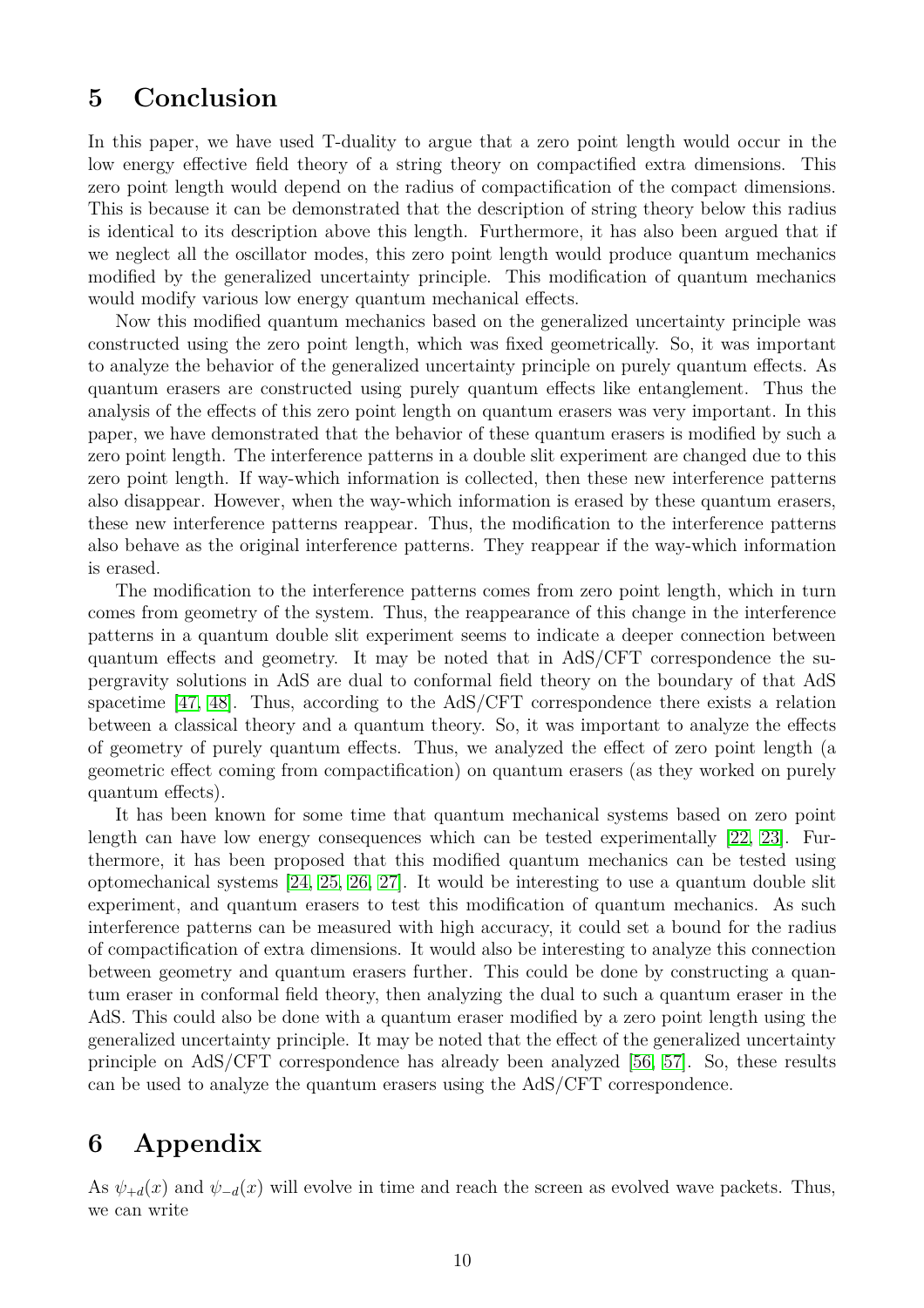## 5 Conclusion

In this paper, we have used T-duality to argue that a zero point length would occur in the low energy effective field theory of a string theory on compactified extra dimensions. This zero point length would depend on the radius of compactification of the compact dimensions. This is because it can be demonstrated that the description of string theory below this radius is identical to its description above this length. Furthermore, it has also been argued that if we neglect all the oscillator modes, this zero point length would produce quantum mechanics modified by the generalized uncertainty principle. This modification of quantum mechanics would modify various low energy quantum mechanical effects.

Now this modified quantum mechanics based on the generalized uncertainty principle was constructed using the zero point length, which was fixed geometrically. So, it was important to analyze the behavior of the generalized uncertainty principle on purely quantum effects. As quantum erasers are constructed using purely quantum effects like entanglement. Thus the analysis of the effects of this zero point length on quantum erasers was very important. In this paper, we have demonstrated that the behavior of these quantum erasers is modified by such a zero point length. The interference patterns in a double slit experiment are changed due to this zero point length. If way-which information is collected, then these new interference patterns also disappear. However, when the way-which information is erased by these quantum erasers, these new interference patterns reappear. Thus, the modification to the interference patterns also behave as the original interference patterns. They reappear if the way-which information is erased.

The modification to the interference patterns comes from zero point length, which in turn comes from geometry of the system. Thus, the reappearance of this change in the interference patterns in a quantum double slit experiment seems to indicate a deeper connection between quantum effects and geometry. It may be noted that in AdS/CFT correspondence the supergravity solutions in AdS are dual to conformal field theory on the boundary of that AdS spacetime [47, 48]. Thus, according to the AdS/CFT correspondence there exists a relation between a classical theory and a quantum theory. So, it was important to analyze the effects of geometry of purely quantum effects. Thus, we analyzed the effect of zero point length (a geometric effect coming from compactification) on quantum erasers (as they worked on purely quantum effects).

It has been known for some time that quantum mechanical systems based on zero point length can have low energy consequences which can be tested experimentally [22, 23]. Furthermore, it has been proposed that this modified quantum mechanics can be tested using optomechanical systems [24, 25, 26, 27]. It would be interesting to use a quantum double slit experiment, and quantum erasers to test this modification of quantum mechanics. As such interference patterns can be measured with high accuracy, it could set a bound for the radius of compactification of extra dimensions. It would also be interesting to analyze this connection between geometry and quantum erasers further. This could be done by constructing a quantum eraser in conformal field theory, then analyzing the dual to such a quantum eraser in the AdS. This could also be done with a quantum eraser modified by a zero point length using the generalized uncertainty principle. It may be noted that the effect of the generalized uncertainty principle on AdS/CFT correspondence has already been analyzed [56, 57]. So, these results can be used to analyze the quantum erasers using the AdS/CFT correspondence.

## 6 Appendix

As $\psi_{+d}(x)$ and $\psi_{-d}(x)$ will evolve in time and reach the screen as evolved wave packets. Thus, we can write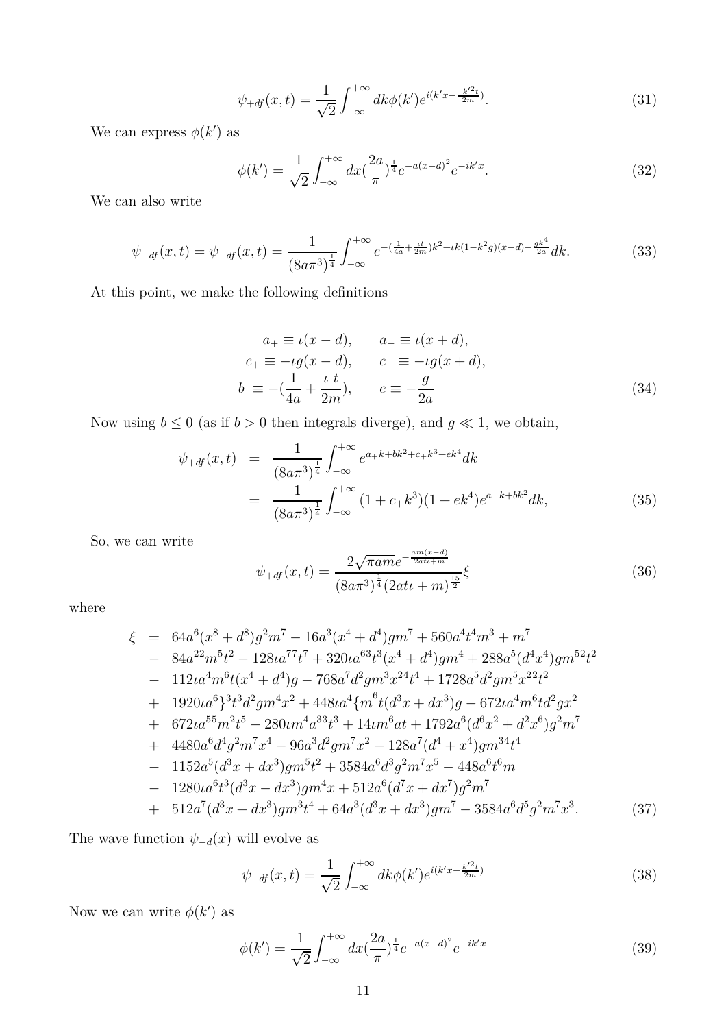$$\psi_{+df}(x,t) = \frac{1}{\sqrt{2}} \int_{-\infty}^{+\infty} dk \phi(k') e^{i(k'x - \frac{k'^2 t}{2m})}. \tag{31}$$

We can express $\phi(k')$ as

$$\phi(k') = \frac{1}{\sqrt{2}} \int_{-\infty}^{+\infty} dx (\frac{2a}{\pi})^{\frac{1}{4}} e^{-a(x-d)^2} e^{-ik'x}. \tag{32}$$

We can also write

$$\psi_{-df}(x,t) = \psi_{-df}(x,t) = \frac{1}{(8a\pi^3)^{\frac{1}{4}}} \int_{-\infty}^{+\infty} e^{-(\frac{1}{4a} + \frac{\iota t}{2m})k^2 + \iota k(1-k^2 g)(x-d) - \frac{gk^4}{2a}} dk. \tag{33}$$

At this point, we make the following definitions

$$\begin{aligned}
a_+ &\equiv \iota(x-d), \qquad a_- \equiv \iota(x+d), \\
c_+ &\equiv -\iota g(x-d), \qquad c_- \equiv -\iota g(x+d), \\
b &\equiv -(\frac{1}{4a} + \frac{\iota\ t}{2m}), \qquad e \equiv -\frac{g}{2a}
\end{aligned} \tag{34}$$

Now using $b \le 0$ (as if $b > 0$ then integrals diverge), and $g \ll 1$, we obtain,

$$\begin{aligned}
\psi_{+df}(x,t) &= \frac{1}{(8a\pi^3)^{\frac{1}{4}}} \int_{-\infty}^{+\infty} e^{a_+ k + bk^2 + c_+ k^3 + ek^4} dk \\
&= \frac{1}{(8a\pi^3)^{\frac{1}{4}}} \int_{-\infty}^{+\infty} (1 + c_+ k^3)(1 + ek^4) e^{a_+ k + bk^2} dk,
\end{aligned} \tag{35}$$

So, we can write

$$\psi_{+df}(x,t) = \frac{2\sqrt{\pi a m} e^{-\frac{am(x-d)}{2at\iota + m}}}{(8a\pi^3)^{\frac{1}{4}} (2at\iota + m)^{\frac{15}{2}}} \xi \tag{36}$$

where

$$\begin{aligned}
\xi &= 64a^6(x^8 + d^8)g^2 m^7 - 16a^3(x^4 + d^4)gm^7 + 560a^4 t^4 m^3 + m^7 \\
&- 84a^{22} m^5 t^2 - 128\iota a^{77} t^7 + 320\iota a^{63} t^3 (x^4 + d^4) gm^4 + 288a^5 (d^4 x^4) gm^{52} t^2 \\
&- 112\iota a^4 m^6 t (x^4 + d^4) g - 768a^7 d^2 gm^3 x^{24} t^4 + 1728a^5 d^2 gm^5 x^{22} t^2 \\
&+ 1920\iota a^6 \}^3 t^3 d^2 gm^4 x^2 + 448\iota a^4 \{ m^6 t (d^3 x + dx^3) g - 672\iota a^4 m^6 t d^2 g x^2 \\
&+ 672\iota a^{55} m^2 t^5 - 280\iota m^4 a^{33} t^3 + 14\iota m^6 at + 1792a^6 (d^6 x^2 + d^2 x^6) g^2 m^7 \\
&+ 4480a^6 d^4 g^2 m^7 x^4 - 96a^3 d^2 gm^7 x^2 - 128a^7 (d^4 + x^4) gm^{34} t^4 \\
&- 1152a^5 (d^3 x + dx^3) gm^5 t^2 + 3584a^6 d^3 g^2 m^7 x^5 - 448a^6 t^6 m \\
&- 1280\iota a^6 t^3 (d^3 x - dx^3) gm^4 x + 512a^6 (d^7 x + dx^7) g^2 m^7 \\
&+ 512a^7 (d^3 x + dx^3) gm^3 t^4 + 64a^3 (d^3 x + dx^3) gm^7 - 3584a^6 d^5 g^2 m^7 x^3.
\end{aligned} \tag{37}$$

The wave function $\psi_{-d}(x)$ will evolve as

$$\psi_{-df}(x,t) = \frac{1}{\sqrt{2}} \int_{-\infty}^{+\infty} dk \phi(k') e^{i(k'x - \frac{k'^2 t}{2m})} \tag{38}$$

Now we can write $\phi(k')$ as

$$\phi(k') = \frac{1}{\sqrt{2}} \int_{-\infty}^{+\infty} dx (\frac{2a}{\pi})^{\frac{1}{4}} e^{-a(x+d)^2} e^{-ik'x} \tag{39}$$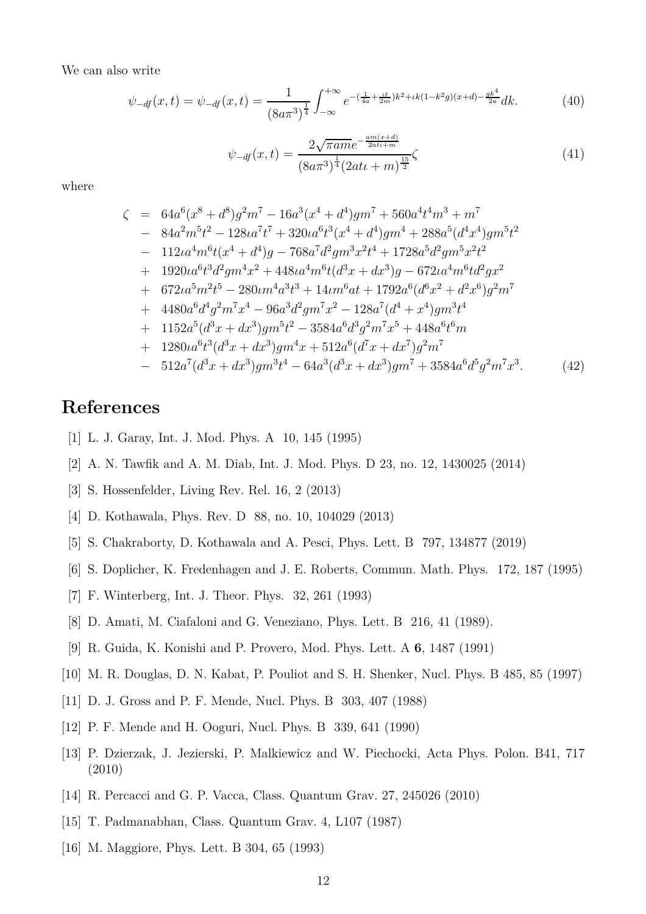We can also write

$$\psi_{-df}(x,t) = \psi_{-df}(x,t) = \frac{1}{(8a\pi^3)^{\frac{1}{4}}} \int_{-\infty}^{+\infty} e^{-(\frac{1}{4a}+\frac{\iota t}{2m})k^2+\iota k(1-k^2 g)(x+d)-\frac{gk^4}{2a}} dk. \tag{40}$$

$$\psi_{-df}(x,t) = \frac{2\sqrt{\pi a m}\, e^{-\frac{am(x+d)}{2at\iota+m}}}{(8a\pi^3)^{\frac{1}{4}}(2at\iota+m)^{\frac{15}{2}}}\zeta \tag{41}$$

where

$$\begin{aligned}
\zeta &= 64a^6(x^8+d^8)g^2m^7 - 16a^3(x^4+d^4)gm^7 + 560a^4t^4m^3 + m^7 \\
&- 84a^2m^5t^2 - 128\iota a^7t^7 + 320\iota a^6t^3(x^4+d^4)gm^4 + 288a^5(d^4x^4)gm^5t^2 \\
&- 112\iota a^4m^6t(x^4+d^4)g - 768a^7d^2gm^3x^2t^4 + 1728a^5d^2gm^5x^2t^2 \\
&+ 1920\iota a^6t^3d^2gm^4x^2 + 448\iota a^4m^6t(d^3x+dx^3)g - 672\iota a^4m^6td^2gx^2 \\
&+ 672\iota a^5m^2t^5 - 280\iota m^4a^3t^3 + 14\iota m^6at + 1792a^6(d^6x^2+d^2x^6)g^2m^7 \\
&+ 4480a^6d^4g^2m^7x^4 - 96a^3d^2gm^7x^2 - 128a^7(d^4+x^4)gm^3t^4 \\
&+ 1152a^5(d^3x+dx^3)gm^5t^2 - 3584a^6d^3g^2m^7x^5 + 448a^6t^6m \\
&+ 1280\iota a^6t^3(d^3x+dx^3)gm^4x + 512a^6(d^7x+dx^7)g^2m^7 \\
&- 512a^7(d^3x+dx^3)gm^3t^4 - 64a^3(d^3x+dx^3)gm^7 + 3584a^6d^5g^2m^7x^3.
\end{aligned} \tag{42}$$

## References

[1] L. J. Garay, Int. J. Mod. Phys. A 10, 145 (1995)

[2] A. N. Tawfik and A. M. Diab, Int. J. Mod. Phys. D 23, no. 12, 1430025 (2014)

[3] S. Hossenfelder, Living Rev. Rel. 16, 2 (2013)

[4] D. Kothawala, Phys. Rev. D 88, no. 10, 104029 (2013)

[5] S. Chakraborty, D. Kothawala and A. Pesci, Phys. Lett. B 797, 134877 (2019)

[6] S. Doplicher, K. Fredenhagen and J. E. Roberts, Commun. Math. Phys. 172, 187 (1995)

[7] F. Winterberg, Int. J. Theor. Phys. 32, 261 (1993)

[8] D. Amati, M. Ciafaloni and G. Veneziano, Phys. Lett. B 216, 41 (1989).

[9] R. Guida, K. Konishi and P. Provero, Mod. Phys. Lett. A **6**, 1487 (1991)

[10] M. R. Douglas, D. N. Kabat, P. Pouliot and S. H. Shenker, Nucl. Phys. B 485, 85 (1997)

[11] D. J. Gross and P. F. Mende, Nucl. Phys. B 303, 407 (1988)

[12] P. F. Mende and H. Ooguri, Nucl. Phys. B 339, 641 (1990)

[13] P. Dzierzak, J. Jezierski, P. Malkiewicz and W. Piechocki, Acta Phys. Polon. B41, 717 (2010)

[14] R. Percacci and G. P. Vacca, Class. Quantum Grav. 27, 245026 (2010)

[15] T. Padmanabhan, Class. Quantum Grav. 4, L107 (1987)

[16] M. Maggiore, Phys. Lett. B 304, 65 (1993)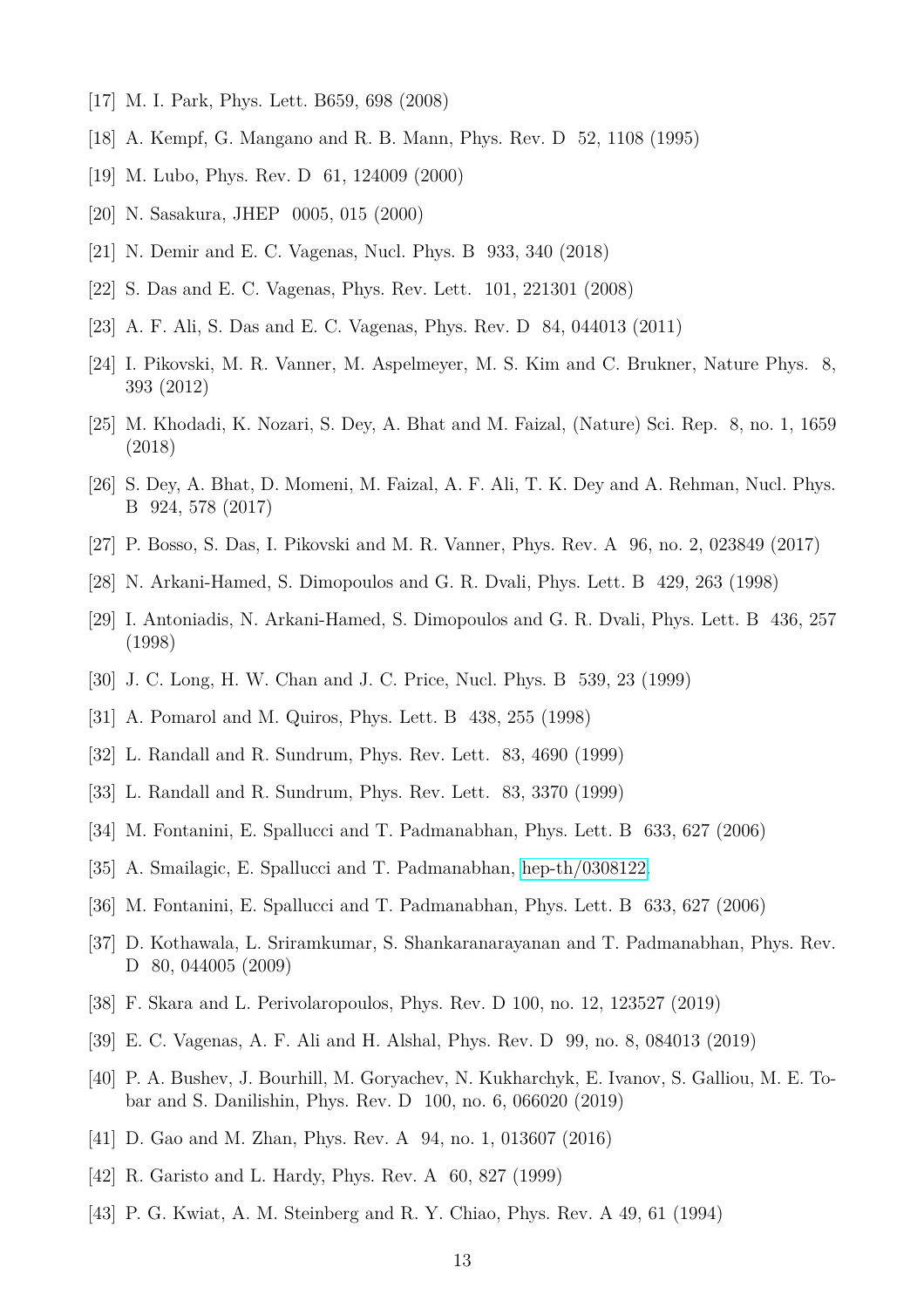[17] M. I. Park, Phys. Lett. B659, 698 (2008)

[18] A. Kempf, G. Mangano and R. B. Mann, Phys. Rev. D 52, 1108 (1995)

[19] M. Lubo, Phys. Rev. D 61, 124009 (2000)

[20] N. Sasakura, JHEP 0005, 015 (2000)

[21] N. Demir and E. C. Vagenas, Nucl. Phys. B 933, 340 (2018)

[22] S. Das and E. C. Vagenas, Phys. Rev. Lett. 101, 221301 (2008)

[23] A. F. Ali, S. Das and E. C. Vagenas, Phys. Rev. D 84, 044013 (2011)

[24] I. Pikovski, M. R. Vanner, M. Aspelmeyer, M. S. Kim and C. Brukner, Nature Phys. 8, 393 (2012)

[25] M. Khodadi, K. Nozari, S. Dey, A. Bhat and M. Faizal, (Nature) Sci. Rep. 8, no. 1, 1659 (2018)

[26] S. Dey, A. Bhat, D. Momeni, M. Faizal, A. F. Ali, T. K. Dey and A. Rehman, Nucl. Phys. B 924, 578 (2017)

[27] P. Bosso, S. Das, I. Pikovski and M. R. Vanner, Phys. Rev. A 96, no. 2, 023849 (2017)

[28] N. Arkani-Hamed, S. Dimopoulos and G. R. Dvali, Phys. Lett. B 429, 263 (1998)

[29] I. Antoniadis, N. Arkani-Hamed, S. Dimopoulos and G. R. Dvali, Phys. Lett. B 436, 257 (1998)

[30] J. C. Long, H. W. Chan and J. C. Price, Nucl. Phys. B 539, 23 (1999)

[31] A. Pomarol and M. Quiros, Phys. Lett. B 438, 255 (1998)

[32] L. Randall and R. Sundrum, Phys. Rev. Lett. 83, 4690 (1999)

[33] L. Randall and R. Sundrum, Phys. Rev. Lett. 83, 3370 (1999)

[34] M. Fontanini, E. Spallucci and T. Padmanabhan, Phys. Lett. B 633, 627 (2006)

[35] A. Smailagic, E. Spallucci and T. Padmanabhan, hep-th/0308122.

[36] M. Fontanini, E. Spallucci and T. Padmanabhan, Phys. Lett. B 633, 627 (2006)

[37] D. Kothawala, L. Sriramkumar, S. Shankaranarayanan and T. Padmanabhan, Phys. Rev. D 80, 044005 (2009)

[38] F. Skara and L. Perivolaropoulos, Phys. Rev. D 100, no. 12, 123527 (2019)

[39] E. C. Vagenas, A. F. Ali and H. Alshal, Phys. Rev. D 99, no. 8, 084013 (2019)

[40] P. A. Bushev, J. Bourhill, M. Goryachev, N. Kukharchyk, E. Ivanov, S. Galliou, M. E. Tobar and S. Danilishin, Phys. Rev. D 100, no. 6, 066020 (2019)

[41] D. Gao and M. Zhan, Phys. Rev. A 94, no. 1, 013607 (2016)

[42] R. Garisto and L. Hardy, Phys. Rev. A 60, 827 (1999)

[43] P. G. Kwiat, A. M. Steinberg and R. Y. Chiao, Phys. Rev. A 49, 61 (1994)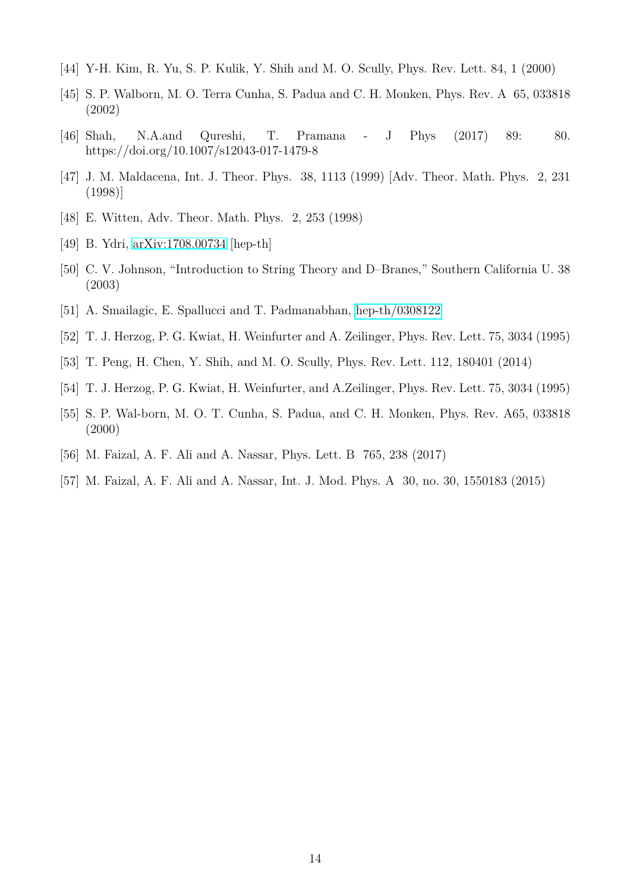[44] Y-H. Kim, R. Yu, S. P. Kulik, Y. Shih and M. O. Scully, Phys. Rev. Lett. 84, 1 (2000)

[45] S. P. Walborn, M. O. Terra Cunha, S. Padua and C. H. Monken, Phys. Rev. A 65, 033818 (2002)

[46] Shah, N.A.and Qureshi, T. Pramana - J Phys (2017) 89: 80. https://doi.org/10.1007/s12043-017-1479-8

[47] J. M. Maldacena, Int. J. Theor. Phys. 38, 1113 (1999) [Adv. Theor. Math. Phys. 2, 231 (1998)]

[48] E. Witten, Adv. Theor. Math. Phys. 2, 253 (1998)

[49] B. Ydri, arXiv:1708.00734 [hep-th]

[50] C. V. Johnson, "Introduction to String Theory and D–Branes," Southern California U. 38 (2003)

[51] A. Smailagic, E. Spallucci and T. Padmanabhan, hep-th/0308122

[52] T. J. Herzog, P. G. Kwiat, H. Weinfurter and A. Zeilinger, Phys. Rev. Lett. 75, 3034 (1995)

[53] T. Peng, H. Chen, Y. Shih, and M. O. Scully, Phys. Rev. Lett. 112, 180401 (2014)

[54] T. J. Herzog, P. G. Kwiat, H. Weinfurter, and A.Zeilinger, Phys. Rev. Lett. 75, 3034 (1995)

[55] S. P. Wal-born, M. O. T. Cunha, S. Padua, and C. H. Monken, Phys. Rev. A65, 033818 (2000)

[56] M. Faizal, A. F. Ali and A. Nassar, Phys. Lett. B 765, 238 (2017)

[57] M. Faizal, A. F. Ali and A. Nassar, Int. J. Mod. Phys. A 30, no. 30, 1550183 (2015)